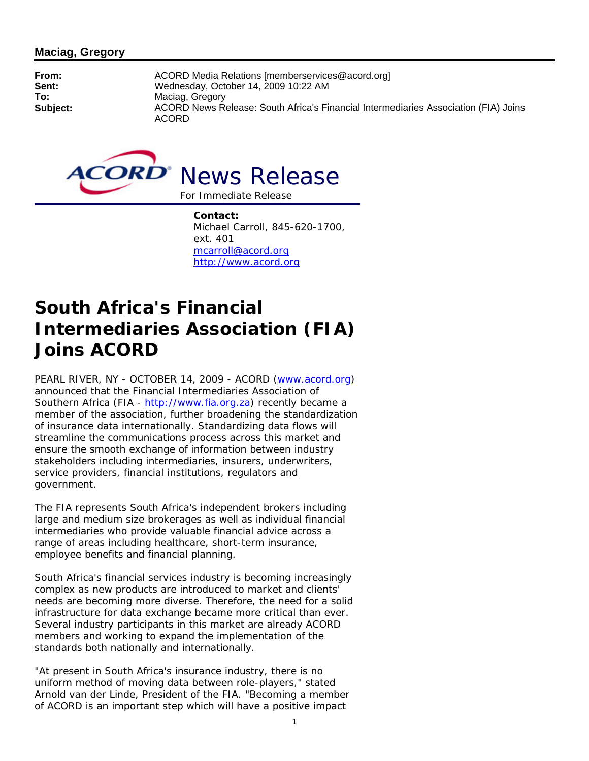**Maciag, Gregory**

**From:** ACORD Media Relations [memberservices@acord.org]
**Sent:** Wednesday, October 14, 2009 10:22 AM
**To:** Maciag, Gregory
**Subject:** ACORD News Release: South Africa's Financial Intermediaries Association (FIA) Joins ACORD

ACORD® News Release

For Immediate Release

**Contact:**
Michael Carroll, 845-620-1700, ext. 401
mcarroll@acord.org
http://www.acord.org

# South Africa's Financial Intermediaries Association (FIA) Joins ACORD

PEARL RIVER, NY - OCTOBER 14, 2009 - ACORD (www.acord.org) announced that the Financial Intermediaries Association of Southern Africa (FIA - http://www.fia.org.za) recently became a member of the association, further broadening the standardization of insurance data internationally. Standardizing data flows will streamline the communications process across this market and ensure the smooth exchange of information between industry stakeholders including intermediaries, insurers, underwriters, service providers, financial institutions, regulators and government.

The FIA represents South Africa's independent brokers including large and medium size brokerages as well as individual financial intermediaries who provide valuable financial advice across a range of areas including healthcare, short-term insurance, employee benefits and financial planning.

South Africa's financial services industry is becoming increasingly complex as new products are introduced to market and clients' needs are becoming more diverse. Therefore, the need for a solid infrastructure for data exchange became more critical than ever. Several industry participants in this market are already ACORD members and working to expand the implementation of the standards both nationally and internationally.

"At present in South Africa's insurance industry, there is no uniform method of moving data between role-players," stated Arnold van der Linde, President of the FIA. "Becoming a member of ACORD is an important step which will have a positive impact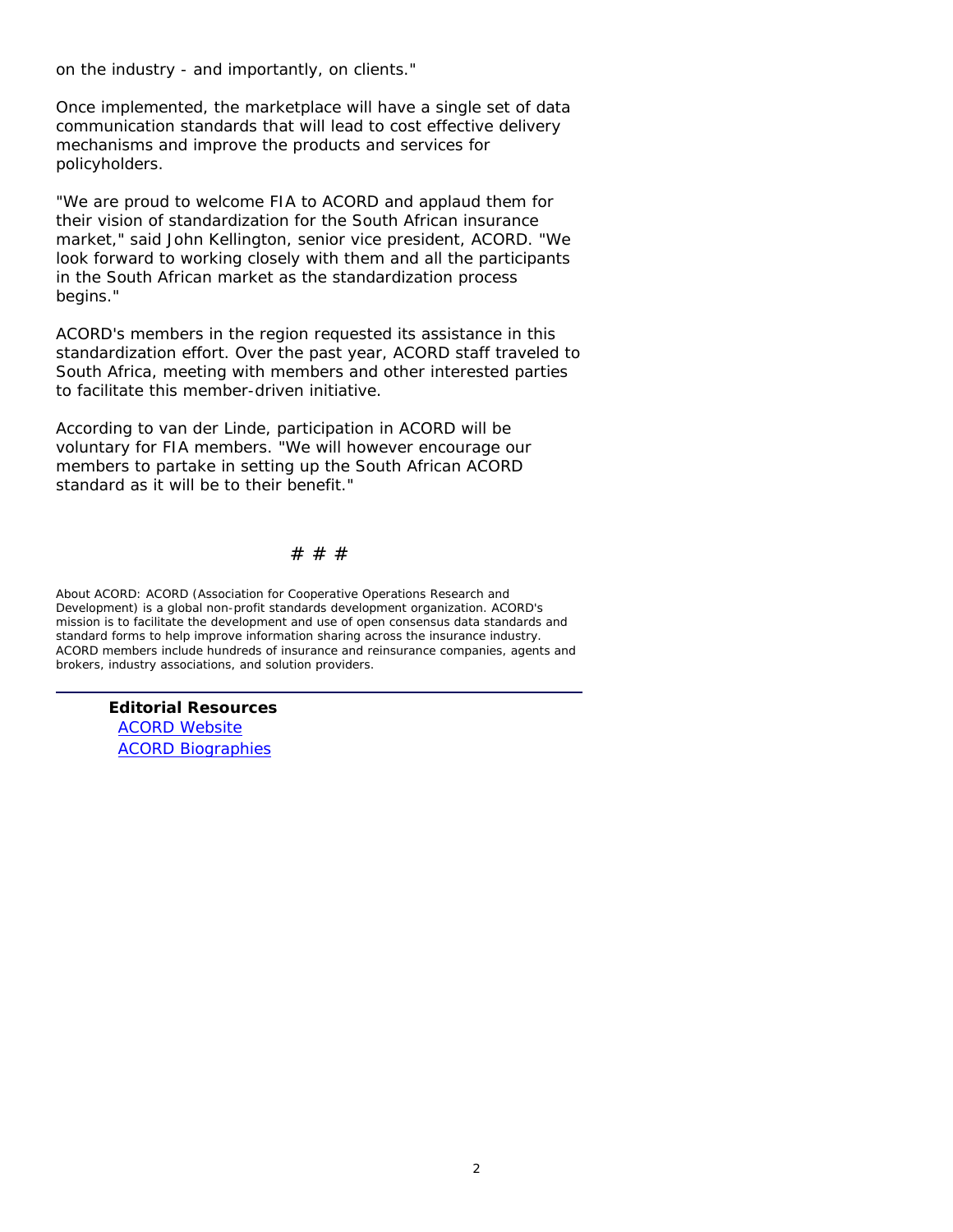on the industry - and importantly, on clients."

Once implemented, the marketplace will have a single set of data communication standards that will lead to cost effective delivery mechanisms and improve the products and services for policyholders.

"We are proud to welcome FIA to ACORD and applaud them for their vision of standardization for the South African insurance market," said John Kellington, senior vice president, ACORD. "We look forward to working closely with them and all the participants in the South African market as the standardization process begins."

ACORD's members in the region requested its assistance in this standardization effort. Over the past year, ACORD staff traveled to South Africa, meeting with members and other interested parties to facilitate this member-driven initiative.

According to van der Linde, participation in ACORD will be voluntary for FIA members. "We will however encourage our members to partake in setting up the South African ACORD standard as it will be to their benefit."

# # #

About ACORD: ACORD (Association for Cooperative Operations Research and Development) is a global non-profit standards development organization. ACORD's mission is to facilitate the development and use of open consensus data standards and standard forms to help improve information sharing across the insurance industry. ACORD members include hundreds of insurance and reinsurance companies, agents and brokers, industry associations, and solution providers.

---

**Editorial Resources**

ACORD Website

ACORD Biographies